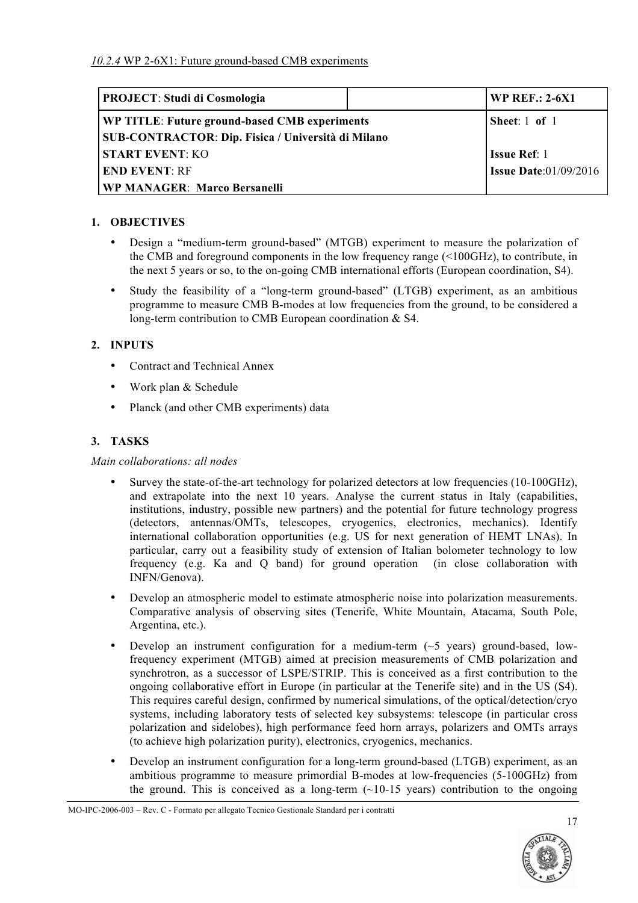*10.2.4* WP 2-6X1: Future ground-based CMB experiments

| **PROJECT**: **Studi di Cosmologia** | | **WP REF.: 2-6X1** |
|---|---|---|
| **WP TITLE**: **Future ground-based CMB experiments**<br>**SUB-CONTRACTOR**: **Dip. Fisica / Università di Milano** | | **Sheet**: 1 **of** 1 |
| **START EVENT**: KO | | **Issue Ref**: 1 |
| **END EVENT**: RF | | **Issue Date**:01/09/2016 |
| **WP MANAGER**: **Marco Bersanelli** | | |

## 1. OBJECTIVES

- Design a "medium-term ground-based" (MTGB) experiment to measure the polarization of the CMB and foreground components in the low frequency range (<100GHz), to contribute, in the next 5 years or so, to the on-going CMB international efforts (European coordination, S4).
- Study the feasibility of a "long-term ground-based" (LTGB) experiment, as an ambitious programme to measure CMB B-modes at low frequencies from the ground, to be considered a long-term contribution to CMB European coordination & S4.

## 2. INPUTS

- Contract and Technical Annex
- Work plan & Schedule
- Planck (and other CMB experiments) data

## 3. TASKS

*Main collaborations: all nodes*

- Survey the state-of-the-art technology for polarized detectors at low frequencies (10-100GHz), and extrapolate into the next 10 years. Analyse the current status in Italy (capabilities, institutions, industry, possible new partners) and the potential for future technology progress (detectors, antennas/OMTs, telescopes, cryogenics, electronics, mechanics). Identify international collaboration opportunities (e.g. US for next generation of HEMT LNAs). In particular, carry out a feasibility study of extension of Italian bolometer technology to low frequency (e.g. Ka and Q band) for ground operation (in close collaboration with INFN/Genova).
- Develop an atmospheric model to estimate atmospheric noise into polarization measurements. Comparative analysis of observing sites (Tenerife, White Mountain, Atacama, South Pole, Argentina, etc.).
- Develop an instrument configuration for a medium-term (~5 years) ground-based, low-frequency experiment (MTGB) aimed at precision measurements of CMB polarization and synchrotron, as a successor of LSPE/STRIP. This is conceived as a first contribution to the ongoing collaborative effort in Europe (in particular at the Tenerife site) and in the US (S4). This requires careful design, confirmed by numerical simulations, of the optical/detection/cryo systems, including laboratory tests of selected key subsystems: telescope (in particular cross polarization and sidelobes), high performance feed horn arrays, polarizers and OMTs arrays (to achieve high polarization purity), electronics, cryogenics, mechanics.
- Develop an instrument configuration for a long-term ground-based (LTGB) experiment, as an ambitious programme to measure primordial B-modes at low-frequencies (5-100GHz) from the ground. This is conceived as a long-term (~10-15 years) contribution to the ongoing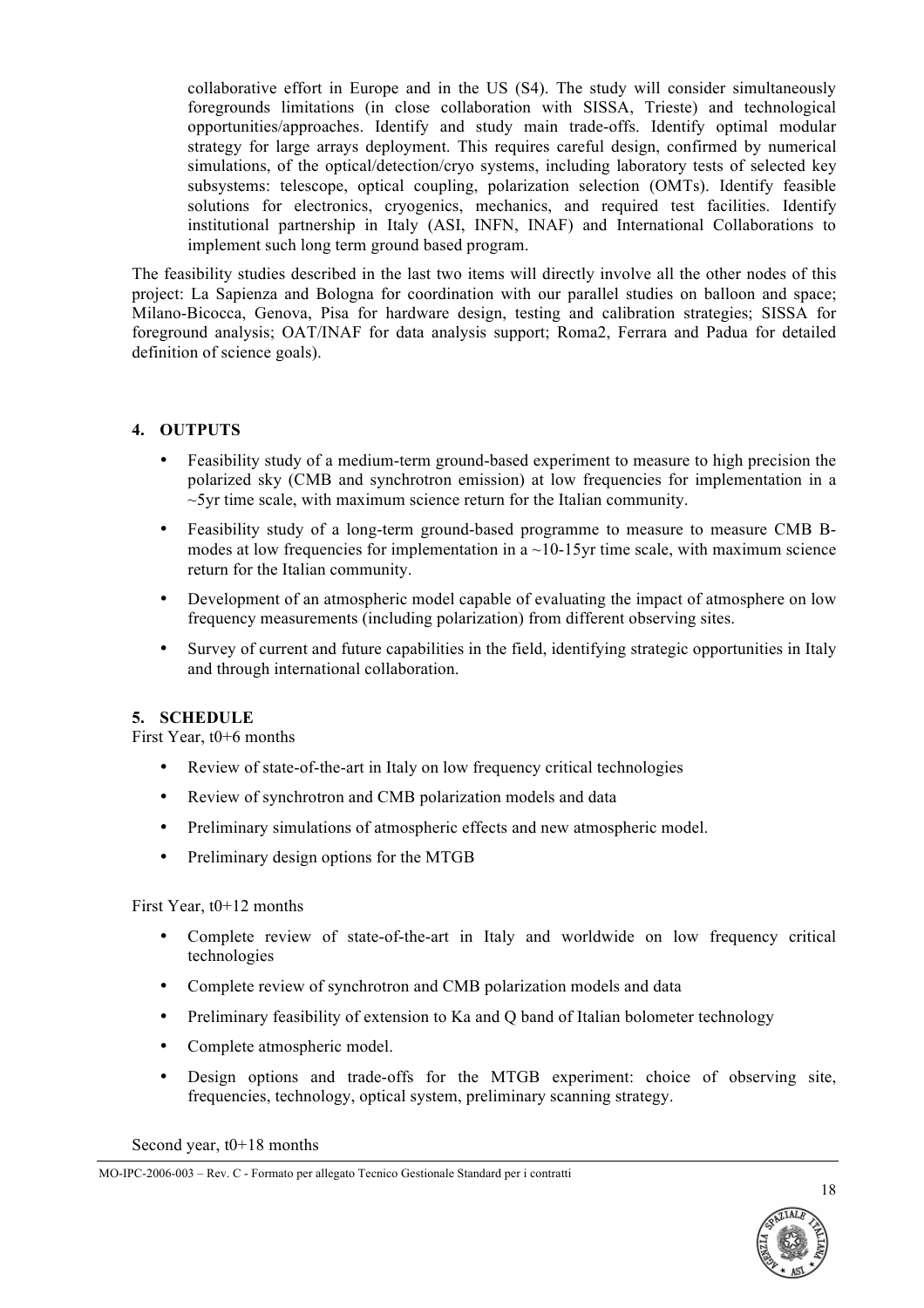collaborative effort in Europe and in the US (S4). The study will consider simultaneously foregrounds limitations (in close collaboration with SISSA, Trieste) and technological opportunities/approaches. Identify and study main trade-offs. Identify optimal modular strategy for large arrays deployment. This requires careful design, confirmed by numerical simulations, of the optical/detection/cryo systems, including laboratory tests of selected key subsystems: telescope, optical coupling, polarization selection (OMTs). Identify feasible solutions for electronics, cryogenics, mechanics, and required test facilities. Identify institutional partnership in Italy (ASI, INFN, INAF) and International Collaborations to implement such long term ground based program.

The feasibility studies described in the last two items will directly involve all the other nodes of this project: La Sapienza and Bologna for coordination with our parallel studies on balloon and space; Milano-Bicocca, Genova, Pisa for hardware design, testing and calibration strategies; SISSA for foreground analysis; OAT/INAF for data analysis support; Roma2, Ferrara and Padua for detailed definition of science goals).

## 4. OUTPUTS

- Feasibility study of a medium-term ground-based experiment to measure to high precision the polarized sky (CMB and synchrotron emission) at low frequencies for implementation in a ~5yr time scale, with maximum science return for the Italian community.
- Feasibility study of a long-term ground-based programme to measure to measure CMB B-modes at low frequencies for implementation in a ~10-15yr time scale, with maximum science return for the Italian community.
- Development of an atmospheric model capable of evaluating the impact of atmosphere on low frequency measurements (including polarization) from different observing sites.
- Survey of current and future capabilities in the field, identifying strategic opportunities in Italy and through international collaboration.

## 5. SCHEDULE

First Year, t0+6 months

- Review of state-of-the-art in Italy on low frequency critical technologies
- Review of synchrotron and CMB polarization models and data
- Preliminary simulations of atmospheric effects and new atmospheric model.
- Preliminary design options for the MTGB

First Year, t0+12 months

- Complete review of state-of-the-art in Italy and worldwide on low frequency critical technologies
- Complete review of synchrotron and CMB polarization models and data
- Preliminary feasibility of extension to Ka and Q band of Italian bolometer technology
- Complete atmospheric model.
- Design options and trade-offs for the MTGB experiment: choice of observing site, frequencies, technology, optical system, preliminary scanning strategy.

Second year, t0+18 months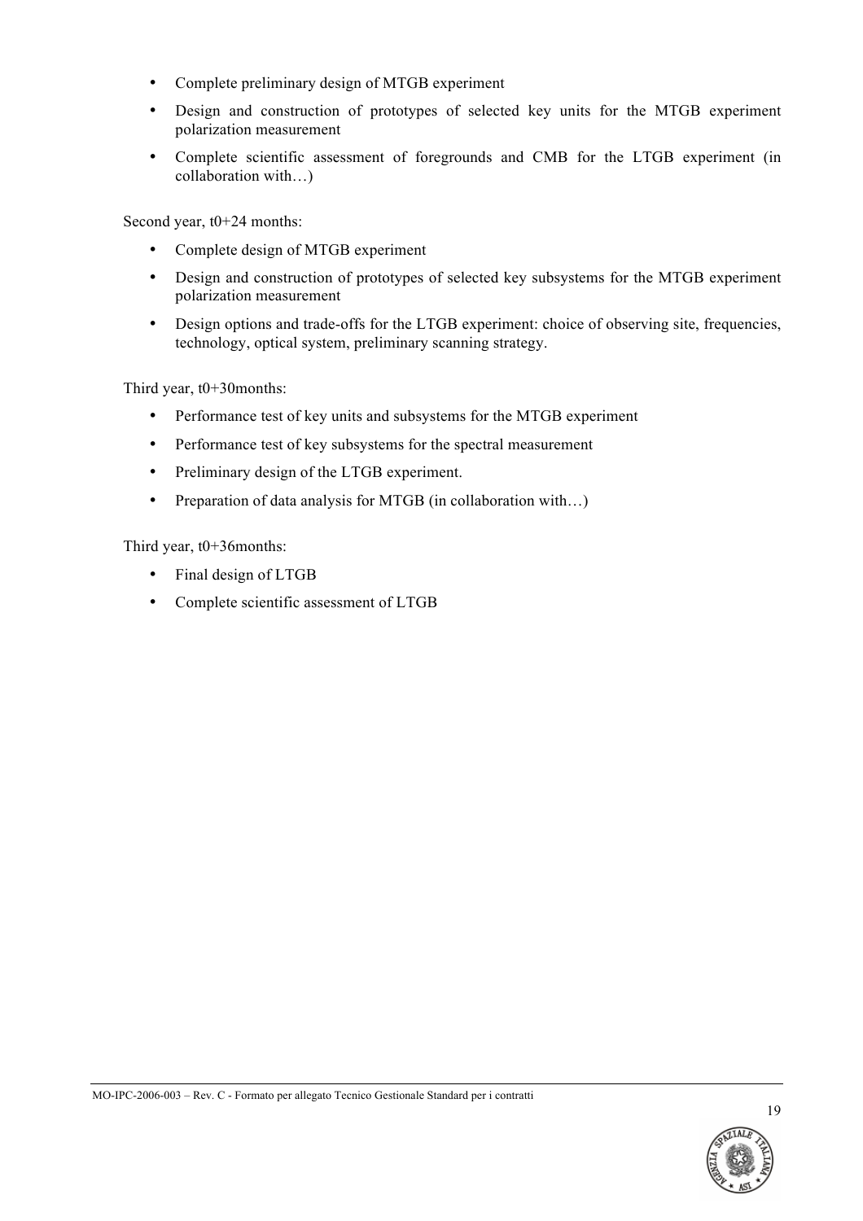- Complete preliminary design of MTGB experiment
- Design and construction of prototypes of selected key units for the MTGB experiment polarization measurement
- Complete scientific assessment of foregrounds and CMB for the LTGB experiment (in collaboration with…)

Second year, t0+24 months:

- Complete design of MTGB experiment
- Design and construction of prototypes of selected key subsystems for the MTGB experiment polarization measurement
- Design options and trade-offs for the LTGB experiment: choice of observing site, frequencies, technology, optical system, preliminary scanning strategy.

Third year, t0+30months:

- Performance test of key units and subsystems for the MTGB experiment
- Performance test of key subsystems for the spectral measurement
- Preliminary design of the LTGB experiment.
- Preparation of data analysis for MTGB (in collaboration with…)

Third year, t0+36months:

- Final design of LTGB
- Complete scientific assessment of LTGB